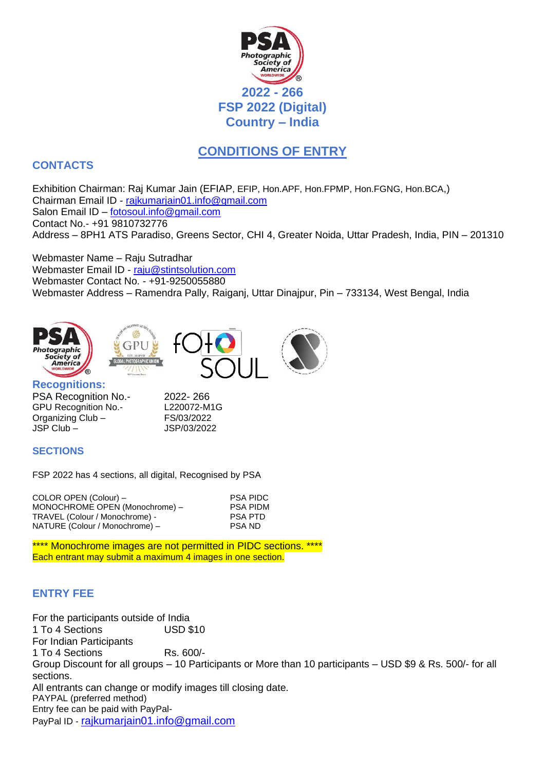# 2022 - 266
# FSP 2022 (Digital)
# Country – India

## CONDITIONS OF ENTRY

### CONTACTS

Exhibition Chairman: Raj Kumar Jain (EFIAP, EFIP, Hon.APF, Hon.FPMP, Hon.FGNG, Hon.BCA,)
Chairman Email ID - rajkumarjain01.info@gmail.com
Salon Email ID – fotosoul.info@gmail.com
Contact No.- +91 9810732776
Address – 8PH1 ATS Paradiso, Greens Sector, CHI 4, Greater Noida, Uttar Pradesh, India, PIN – 201310

Webmaster Name – Raju Sutradhar
Webmaster Email ID - raju@stintsolution.com
Webmaster Contact No. - +91-9250055880
Webmaster Address – Ramendra Pally, Raiganj, Uttar Dinajpur, Pin – 733134, West Bengal, India

### Recognitions:

| | |
|---|---|
| PSA Recognition No.- | 2022- 266 |
| GPU Recognition No.- | L220072-M1G |
| Organizing Club – | FS/03/2022 |
| JSP Club – | JSP/03/2022 |

### SECTIONS

FSP 2022 has 4 sections, all digital, Recognised by PSA

| | |
|---|---|
| COLOR OPEN (Colour) – | PSA PIDC |
| MONOCHROME OPEN (Monochrome) – | PSA PIDM |
| TRAVEL (Colour / Monochrome) - | PSA PTD |
| NATURE (Colour / Monochrome) – | PSA ND |

**** Monochrome images are not permitted in PIDC sections. ****
Each entrant may submit a maximum 4 images in one section.

### ENTRY FEE

For the participants outside of India
1 To 4 Sections USD $10
For Indian Participants
1 To 4 Sections Rs. 600/-
Group Discount for all groups – 10 Participants or More than 10 participants – USD $9 & Rs. 500/- for all sections.
All entrants can change or modify images till closing date.
PAYPAL (preferred method)
Entry fee can be paid with PayPal-
PayPal ID - rajkumarjain01.info@gmail.com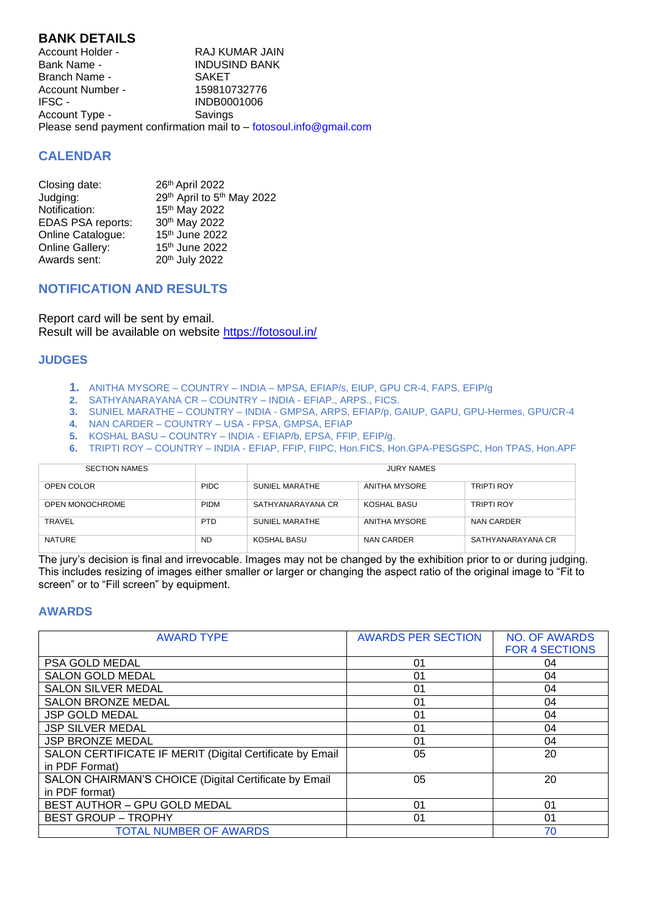## BANK DETAILS

| | |
|---|---|
| Account Holder - | RAJ KUMAR JAIN |
| Bank Name - | INDUSIND BANK |
| Branch Name - | SAKET |
| Account Number - | 159810732776 |
| IFSC - | INDB0001006 |
| Account Type - | Savings |

Please send payment confirmation mail to – fotosoul.info@gmail.com

## CALENDAR

| | |
|---|---|
| Closing date: | 26th April 2022 |
| Judging: | 29th April to 5th May 2022 |
| Notification: | 15th May 2022 |
| EDAS PSA reports: | 30th May 2022 |
| Online Catalogue: | 15th June 2022 |
| Online Gallery: | 15th June 2022 |
| Awards sent: | 20th July 2022 |

## NOTIFICATION AND RESULTS

Report card will be sent by email.
Result will be available on website https://fotosoul.in/

## JUDGES

1. ANITHA MYSORE – COUNTRY – INDIA – MPSA, EFIAP/s, EIUP, GPU CR-4, FAPS, EFIP/g
2. SATHYANARAYANA CR – COUNTRY – INDIA - EFIAP., ARPS., FICS.
3. SUNIEL MARATHE – COUNTRY – INDIA - GMPSA, ARPS, EFIAP/p, GAIUP, GAPU, GPU-Hermes, GPU/CR-4
4. NAN CARDER – COUNTRY – USA - FPSA, GMPSA, EFIAP
5. KOSHAL BASU – COUNTRY – INDIA - EFIAP/b, EPSA, FFIP, EFIP/g.
6. TRIPTI ROY – COUNTRY – INDIA - EFIAP, FFIP, FIIPC, Hon.FICS, Hon.GPA-PESGSPC, Hon TPAS, Hon.APF

| SECTION NAMES | | JURY NAMES | | |
|---|---|---|---|---|
| OPEN COLOR | PIDC | SUNIEL MARATHE | ANITHA MYSORE | TRIPTI ROY |
| OPEN MONOCHROME | PIDM | SATHYANARAYANA CR | KOSHAL BASU | TRIPTI ROY |
| TRAVEL | PTD | SUNIEL MARATHE | ANITHA MYSORE | NAN CARDER |
| NATURE | ND | KOSHAL BASU | NAN CARDER | SATHYANARAYANA CR |

The jury's decision is final and irrevocable. Images may not be changed by the exhibition prior to or during judging. This includes resizing of images either smaller or larger or changing the aspect ratio of the original image to "Fit to screen" or to "Fill screen" by equipment.

## AWARDS

| AWARD TYPE | AWARDS PER SECTION | NO. OF AWARDS FOR 4 SECTIONS |
|---|---|---|
| PSA GOLD MEDAL | 01 | 04 |
| SALON GOLD MEDAL | 01 | 04 |
| SALON SILVER MEDAL | 01 | 04 |
| SALON BRONZE MEDAL | 01 | 04 |
| JSP GOLD MEDAL | 01 | 04 |
| JSP SILVER MEDAL | 01 | 04 |
| JSP BRONZE MEDAL | 01 | 04 |
| SALON CERTIFICATE IF MERIT (Digital Certificate by Email in PDF Format) | 05 | 20 |
| SALON CHAIRMAN'S CHOICE (Digital Certificate by Email in PDF format) | 05 | 20 |
| BEST AUTHOR – GPU GOLD MEDAL | 01 | 01 |
| BEST GROUP – TROPHY | 01 | 01 |
| TOTAL NUMBER OF AWARDS | | 70 |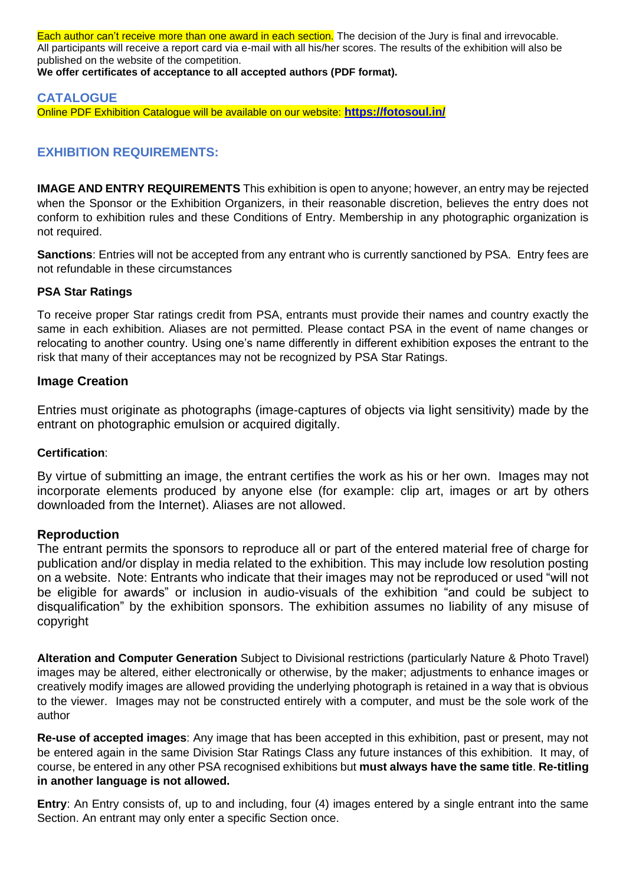Each author can't receive more than one award in each section. The decision of the Jury is final and irrevocable. All participants will receive a report card via e-mail with all his/her scores. The results of the exhibition will also be published on the website of the competition.

**We offer certificates of acceptance to all accepted authors (PDF format).**

## CATALOGUE

Online PDF Exhibition Catalogue will be available on our website: **https://fotosoul.in/**

## EXHIBITION REQUIREMENTS:

**IMAGE AND ENTRY REQUIREMENTS** This exhibition is open to anyone; however, an entry may be rejected when the Sponsor or the Exhibition Organizers, in their reasonable discretion, believes the entry does not conform to exhibition rules and these Conditions of Entry. Membership in any photographic organization is not required.

**Sanctions**: Entries will not be accepted from any entrant who is currently sanctioned by PSA. Entry fees are not refundable in these circumstances

**PSA Star Ratings**

To receive proper Star ratings credit from PSA, entrants must provide their names and country exactly the same in each exhibition. Aliases are not permitted. Please contact PSA in the event of name changes or relocating to another country. Using one's name differently in different exhibition exposes the entrant to the risk that many of their acceptances may not be recognized by PSA Star Ratings.

### Image Creation

Entries must originate as photographs (image-captures of objects via light sensitivity) made by the entrant on photographic emulsion or acquired digitally.

**Certification**:

By virtue of submitting an image, the entrant certifies the work as his or her own. Images may not incorporate elements produced by anyone else (for example: clip art, images or art by others downloaded from the Internet). Aliases are not allowed.

### Reproduction

The entrant permits the sponsors to reproduce all or part of the entered material free of charge for publication and/or display in media related to the exhibition. This may include low resolution posting on a website. Note: Entrants who indicate that their images may not be reproduced or used "will not be eligible for awards" or inclusion in audio-visuals of the exhibition "and could be subject to disqualification" by the exhibition sponsors. The exhibition assumes no liability of any misuse of copyright

**Alteration and Computer Generation** Subject to Divisional restrictions (particularly Nature & Photo Travel) images may be altered, either electronically or otherwise, by the maker; adjustments to enhance images or creatively modify images are allowed providing the underlying photograph is retained in a way that is obvious to the viewer. Images may not be constructed entirely with a computer, and must be the sole work of the author

**Re-use of accepted images**: Any image that has been accepted in this exhibition, past or present, may not be entered again in the same Division Star Ratings Class any future instances of this exhibition. It may, of course, be entered in any other PSA recognised exhibitions but **must always have the same title**. **Re-titling in another language is not allowed.**

**Entry**: An Entry consists of, up to and including, four (4) images entered by a single entrant into the same Section. An entrant may only enter a specific Section once.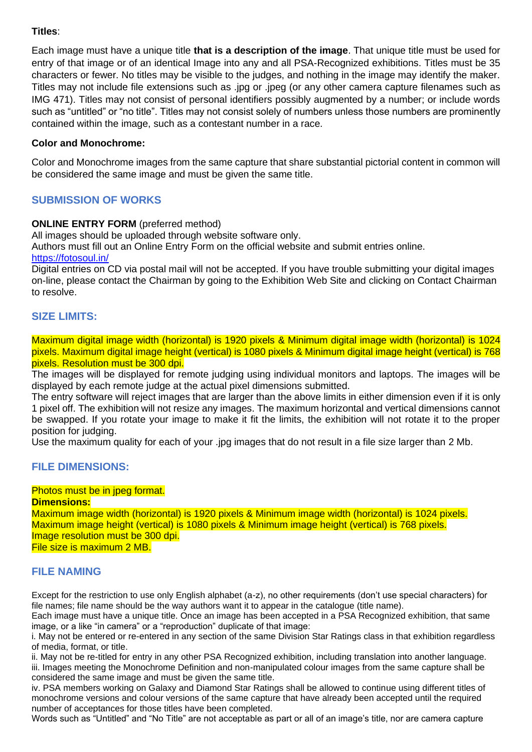**Titles**:

Each image must have a unique title **that is a description of the image**. That unique title must be used for entry of that image or of an identical Image into any and all PSA-Recognized exhibitions. Titles must be 35 characters or fewer. No titles may be visible to the judges, and nothing in the image may identify the maker. Titles may not include file extensions such as .jpg or .jpeg (or any other camera capture filenames such as IMG 471). Titles may not consist of personal identifiers possibly augmented by a number; or include words such as "untitled" or "no title". Titles may not consist solely of numbers unless those numbers are prominently contained within the image, such as a contestant number in a race.

**Color and Monochrome:**

Color and Monochrome images from the same capture that share substantial pictorial content in common will be considered the same image and must be given the same title.

## SUBMISSION OF WORKS

**ONLINE ENTRY FORM** (preferred method)
All images should be uploaded through website software only.
Authors must fill out an Online Entry Form on the official website and submit entries online.
https://fotosoul.in/
Digital entries on CD via postal mail will not be accepted. If you have trouble submitting your digital images on-line, please contact the Chairman by going to the Exhibition Web Site and clicking on Contact Chairman to resolve.

## SIZE LIMITS:

Maximum digital image width (horizontal) is 1920 pixels & Minimum digital image width (horizontal) is 1024 pixels. Maximum digital image height (vertical) is 1080 pixels & Minimum digital image height (vertical) is 768 pixels. Resolution must be 300 dpi.
The images will be displayed for remote judging using individual monitors and laptops. The images will be displayed by each remote judge at the actual pixel dimensions submitted.
The entry software will reject images that are larger than the above limits in either dimension even if it is only 1 pixel off. The exhibition will not resize any images. The maximum horizontal and vertical dimensions cannot be swapped. If you rotate your image to make it fit the limits, the exhibition will not rotate it to the proper position for judging.
Use the maximum quality for each of your .jpg images that do not result in a file size larger than 2 Mb.

## FILE DIMENSIONS:

Photos must be in jpeg format.
**Dimensions:**
Maximum image width (horizontal) is 1920 pixels & Minimum image width (horizontal) is 1024 pixels.
Maximum image height (vertical) is 1080 pixels & Minimum image height (vertical) is 768 pixels.
Image resolution must be 300 dpi.
File size is maximum 2 MB.

## FILE NAMING

Except for the restriction to use only English alphabet (a-z), no other requirements (don't use special characters) for file names; file name should be the way authors want it to appear in the catalogue (title name).
Each image must have a unique title. Once an image has been accepted in a PSA Recognized exhibition, that same image, or a like "in camera" or a "reproduction" duplicate of that image:
i. May not be entered or re-entered in any section of the same Division Star Ratings class in that exhibition regardless of media, format, or title.
ii. May not be re-titled for entry in any other PSA Recognized exhibition, including translation into another language.
iii. Images meeting the Monochrome Definition and non-manipulated colour images from the same capture shall be considered the same image and must be given the same title.
iv. PSA members working on Galaxy and Diamond Star Ratings shall be allowed to continue using different titles of monochrome versions and colour versions of the same capture that have already been accepted until the required number of acceptances for those titles have been completed.
Words such as "Untitled" and "No Title" are not acceptable as part or all of an image's title, nor are camera capture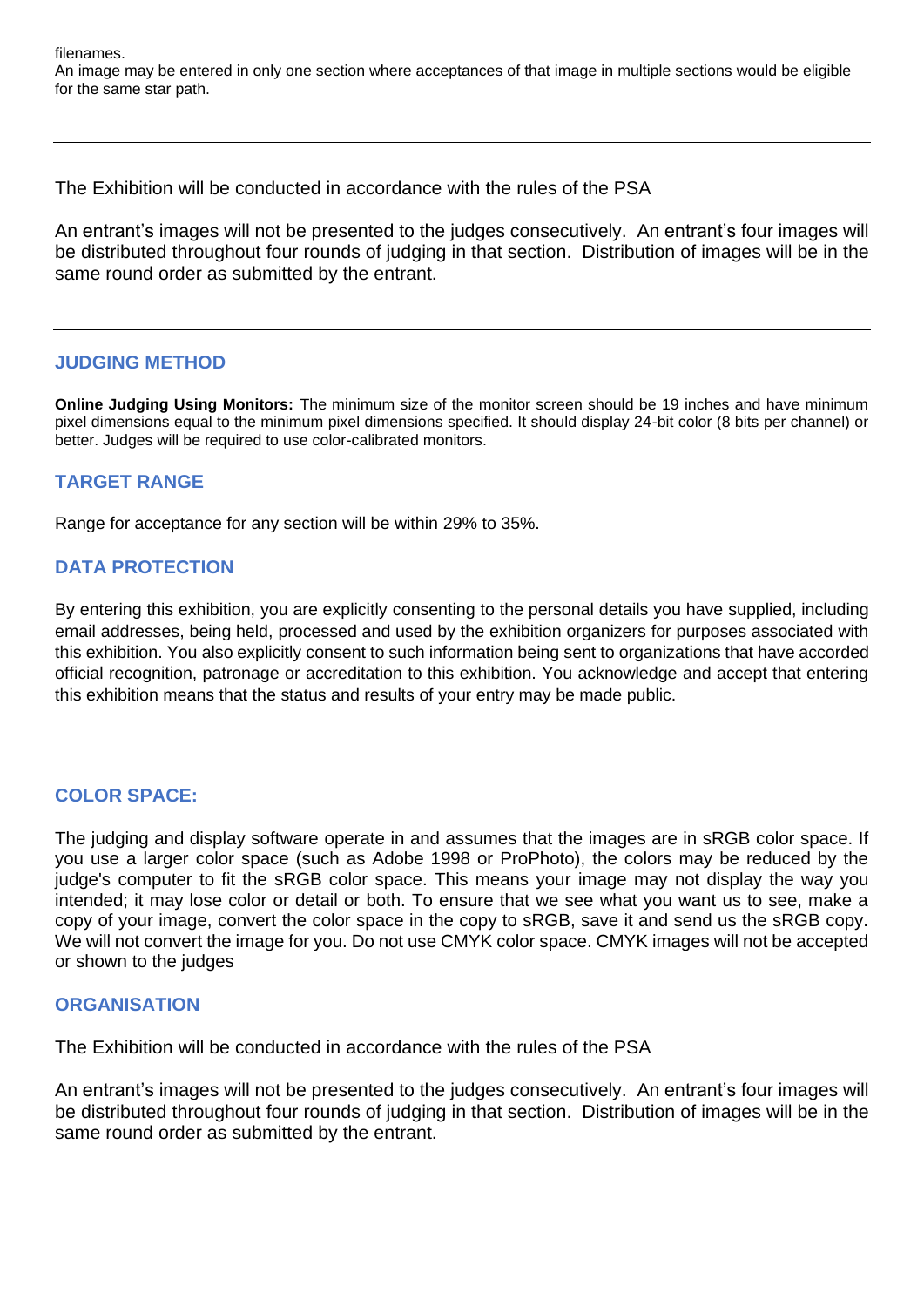filenames.
An image may be entered in only one section where acceptances of that image in multiple sections would be eligible for the same star path.

---

The Exhibition will be conducted in accordance with the rules of the PSA

An entrant's images will not be presented to the judges consecutively. An entrant's four images will be distributed throughout four rounds of judging in that section. Distribution of images will be in the same round order as submitted by the entrant.

---

## JUDGING METHOD

**Online Judging Using Monitors:** The minimum size of the monitor screen should be 19 inches and have minimum pixel dimensions equal to the minimum pixel dimensions specified. It should display 24-bit color (8 bits per channel) or better. Judges will be required to use color-calibrated monitors.

## TARGET RANGE

Range for acceptance for any section will be within 29% to 35%.

## DATA PROTECTION

By entering this exhibition, you are explicitly consenting to the personal details you have supplied, including email addresses, being held, processed and used by the exhibition organizers for purposes associated with this exhibition. You also explicitly consent to such information being sent to organizations that have accorded official recognition, patronage or accreditation to this exhibition. You acknowledge and accept that entering this exhibition means that the status and results of your entry may be made public.

---

## COLOR SPACE:

The judging and display software operate in and assumes that the images are in sRGB color space. If you use a larger color space (such as Adobe 1998 or ProPhoto), the colors may be reduced by the judge's computer to fit the sRGB color space. This means your image may not display the way you intended; it may lose color or detail or both. To ensure that we see what you want us to see, make a copy of your image, convert the color space in the copy to sRGB, save it and send us the sRGB copy. We will not convert the image for you. Do not use CMYK color space. CMYK images will not be accepted or shown to the judges

## ORGANISATION

The Exhibition will be conducted in accordance with the rules of the PSA

An entrant's images will not be presented to the judges consecutively. An entrant's four images will be distributed throughout four rounds of judging in that section. Distribution of images will be in the same round order as submitted by the entrant.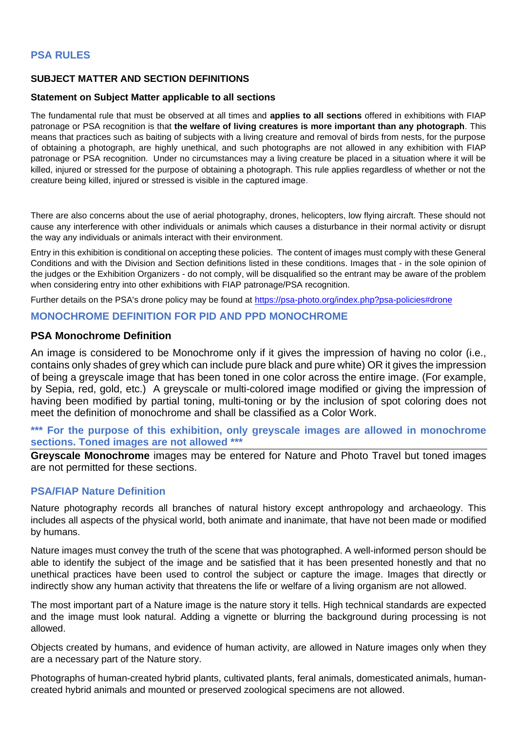## PSA RULES

### SUBJECT MATTER AND SECTION DEFINITIONS

#### Statement on Subject Matter applicable to all sections

The fundamental rule that must be observed at all times and **applies to all sections** offered in exhibitions with FIAP patronage or PSA recognition is that **the welfare of living creatures is more important than any photograph**. This means that practices such as baiting of subjects with a living creature and removal of birds from nests, for the purpose of obtaining a photograph, are highly unethical, and such photographs are not allowed in any exhibition with FIAP patronage or PSA recognition. Under no circumstances may a living creature be placed in a situation where it will be killed, injured or stressed for the purpose of obtaining a photograph. This rule applies regardless of whether or not the creature being killed, injured or stressed is visible in the captured image.

There are also concerns about the use of aerial photography, drones, helicopters, low flying aircraft. These should not cause any interference with other individuals or animals which causes a disturbance in their normal activity or disrupt the way any individuals or animals interact with their environment.

Entry in this exhibition is conditional on accepting these policies. The content of images must comply with these General Conditions and with the Division and Section definitions listed in these conditions. Images that - in the sole opinion of the judges or the Exhibition Organizers - do not comply, will be disqualified so the entrant may be aware of the problem when considering entry into other exhibitions with FIAP patronage/PSA recognition.

Further details on the PSA's drone policy may be found at https://psa-photo.org/index.php?psa-policies#drone

## MONOCHROME DEFINITION FOR PID AND PPD MONOCHROME

### PSA Monochrome Definition

An image is considered to be Monochrome only if it gives the impression of having no color (i.e., contains only shades of grey which can include pure black and pure white) OR it gives the impression of being a greyscale image that has been toned in one color across the entire image. (For example, by Sepia, red, gold, etc.) A greyscale or multi-colored image modified or giving the impression of having been modified by partial toning, multi-toning or by the inclusion of spot coloring does not meet the definition of monochrome and shall be classified as a Color Work.

**\*\*\* For the purpose of this exhibition, only greyscale images are allowed in monochrome sections. Toned images are not allowed \*\*\***

**Greyscale Monochrome** images may be entered for Nature and Photo Travel but toned images are not permitted for these sections.

### PSA/FIAP Nature Definition

Nature photography records all branches of natural history except anthropology and archaeology. This includes all aspects of the physical world, both animate and inanimate, that have not been made or modified by humans.

Nature images must convey the truth of the scene that was photographed. A well-informed person should be able to identify the subject of the image and be satisfied that it has been presented honestly and that no unethical practices have been used to control the subject or capture the image. Images that directly or indirectly show any human activity that threatens the life or welfare of a living organism are not allowed.

The most important part of a Nature image is the nature story it tells. High technical standards are expected and the image must look natural. Adding a vignette or blurring the background during processing is not allowed.

Objects created by humans, and evidence of human activity, are allowed in Nature images only when they are a necessary part of the Nature story.

Photographs of human-created hybrid plants, cultivated plants, feral animals, domesticated animals, human-created hybrid animals and mounted or preserved zoological specimens are not allowed.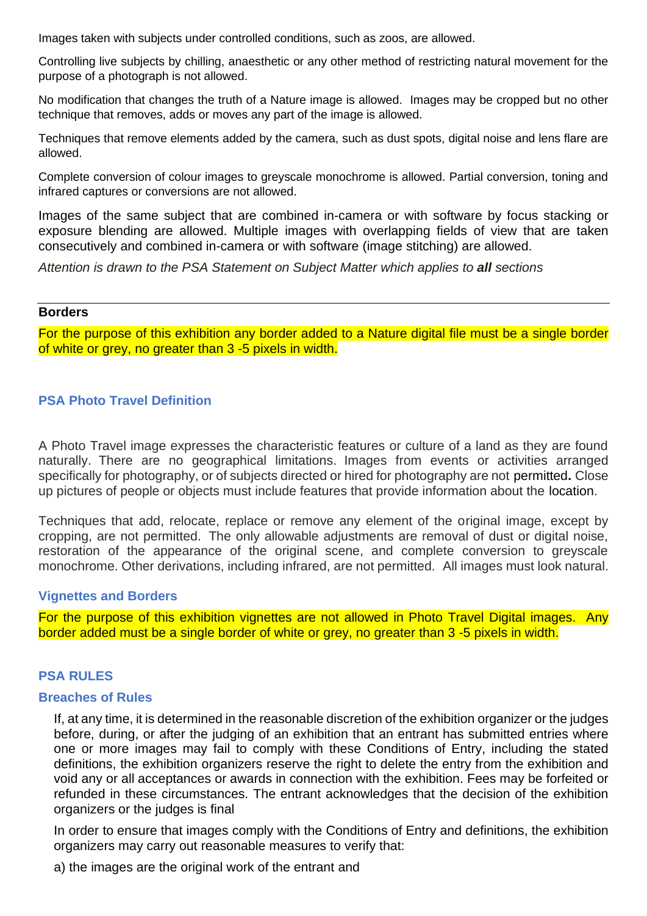Images taken with subjects under controlled conditions, such as zoos, are allowed.

Controlling live subjects by chilling, anaesthetic or any other method of restricting natural movement for the purpose of a photograph is not allowed.

No modification that changes the truth of a Nature image is allowed. Images may be cropped but no other technique that removes, adds or moves any part of the image is allowed.

Techniques that remove elements added by the camera, such as dust spots, digital noise and lens flare are allowed.

Complete conversion of colour images to greyscale monochrome is allowed. Partial conversion, toning and infrared captures or conversions are not allowed.

Images of the same subject that are combined in-camera or with software by focus stacking or exposure blending are allowed. Multiple images with overlapping fields of view that are taken consecutively and combined in-camera or with software (image stitching) are allowed.

*Attention is drawn to the PSA Statement on Subject Matter which applies to **all** sections*

---

**Borders**

For the purpose of this exhibition any border added to a Nature digital file must be a single border of white or grey, no greater than 3 -5 pixels in width.

## PSA Photo Travel Definition

A Photo Travel image expresses the characteristic features or culture of a land as they are found naturally. There are no geographical limitations. Images from events or activities arranged specifically for photography, or of subjects directed or hired for photography are not permitted**.** Close up pictures of people or objects must include features that provide information about the location.

Techniques that add, relocate, replace or remove any element of the original image, except by cropping, are not permitted. The only allowable adjustments are removal of dust or digital noise, restoration of the appearance of the original scene, and complete conversion to greyscale monochrome. Other derivations, including infrared, are not permitted. All images must look natural.

### Vignettes and Borders

For the purpose of this exhibition vignettes are not allowed in Photo Travel Digital images. Any border added must be a single border of white or grey, no greater than 3 -5 pixels in width.

## PSA RULES

### Breaches of Rules

If, at any time, it is determined in the reasonable discretion of the exhibition organizer or the judges before, during, or after the judging of an exhibition that an entrant has submitted entries where one or more images may fail to comply with these Conditions of Entry, including the stated definitions, the exhibition organizers reserve the right to delete the entry from the exhibition and void any or all acceptances or awards in connection with the exhibition. Fees may be forfeited or refunded in these circumstances. The entrant acknowledges that the decision of the exhibition organizers or the judges is final

In order to ensure that images comply with the Conditions of Entry and definitions, the exhibition organizers may carry out reasonable measures to verify that:

a) the images are the original work of the entrant and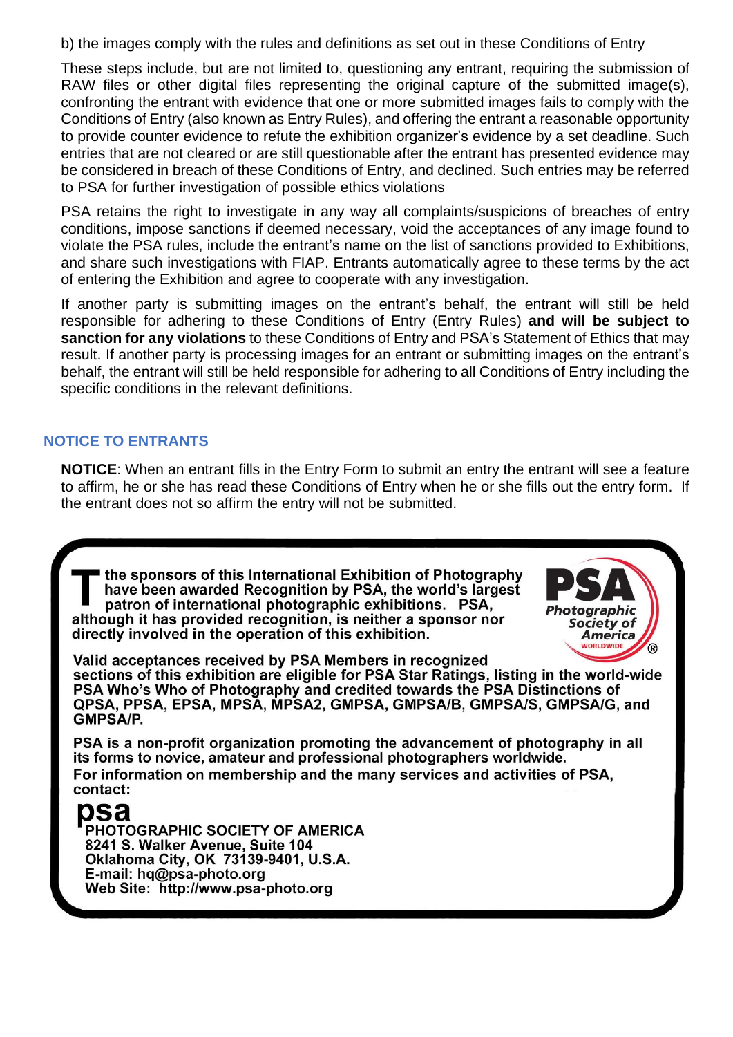b) the images comply with the rules and definitions as set out in these Conditions of Entry

These steps include, but are not limited to, questioning any entrant, requiring the submission of RAW files or other digital files representing the original capture of the submitted image(s), confronting the entrant with evidence that one or more submitted images fails to comply with the Conditions of Entry (also known as Entry Rules), and offering the entrant a reasonable opportunity to provide counter evidence to refute the exhibition organizer's evidence by a set deadline. Such entries that are not cleared or are still questionable after the entrant has presented evidence may be considered in breach of these Conditions of Entry, and declined. Such entries may be referred to PSA for further investigation of possible ethics violations

PSA retains the right to investigate in any way all complaints/suspicions of breaches of entry conditions, impose sanctions if deemed necessary, void the acceptances of any image found to violate the PSA rules, include the entrant's name on the list of sanctions provided to Exhibitions, and share such investigations with FIAP. Entrants automatically agree to these terms by the act of entering the Exhibition and agree to cooperate with any investigation.

If another party is submitting images on the entrant's behalf, the entrant will still be held responsible for adhering to these Conditions of Entry (Entry Rules) **and will be subject to sanction for any violations** to these Conditions of Entry and PSA's Statement of Ethics that may result. If another party is processing images for an entrant or submitting images on the entrant's behalf, the entrant will still be held responsible for adhering to all Conditions of Entry including the specific conditions in the relevant definitions.

## NOTICE TO ENTRANTS

**NOTICE**: When an entrant fills in the Entry Form to submit an entry the entrant will see a feature to affirm, he or she has read these Conditions of Entry when he or she fills out the entry form. If the entrant does not so affirm the entry will not be submitted.

**The sponsors of this International Exhibition of Photography have been awarded Recognition by PSA, the world's largest patron of international photographic exhibitions. PSA, although it has provided recognition, is neither a sponsor nor directly involved in the operation of this exhibition.**

**PSA Photographic Society of America WORLDWIDE®**

**Valid acceptances received by PSA Members in recognized sections of this exhibition are eligible for PSA Star Ratings, listing in the world-wide PSA Who's Who of Photography and credited towards the PSA Distinctions of QPSA, PPSA, EPSA, MPSA, MPSA2, GMPSA, GMPSA/B, GMPSA/S, GMPSA/G, and GMPSA/P.**

**PSA is a non-profit organization promoting the advancement of photography in all its forms to novice, amateur and professional photographers worldwide.**
**For information on membership and the many services and activities of PSA, contact:**

**psa**
**PHOTOGRAPHIC SOCIETY OF AMERICA**
**8241 S. Walker Avenue, Suite 104**
**Oklahoma City, OK 73139-9401, U.S.A.**
**E-mail: hq@psa-photo.org**
**Web Site: http://www.psa-photo.org**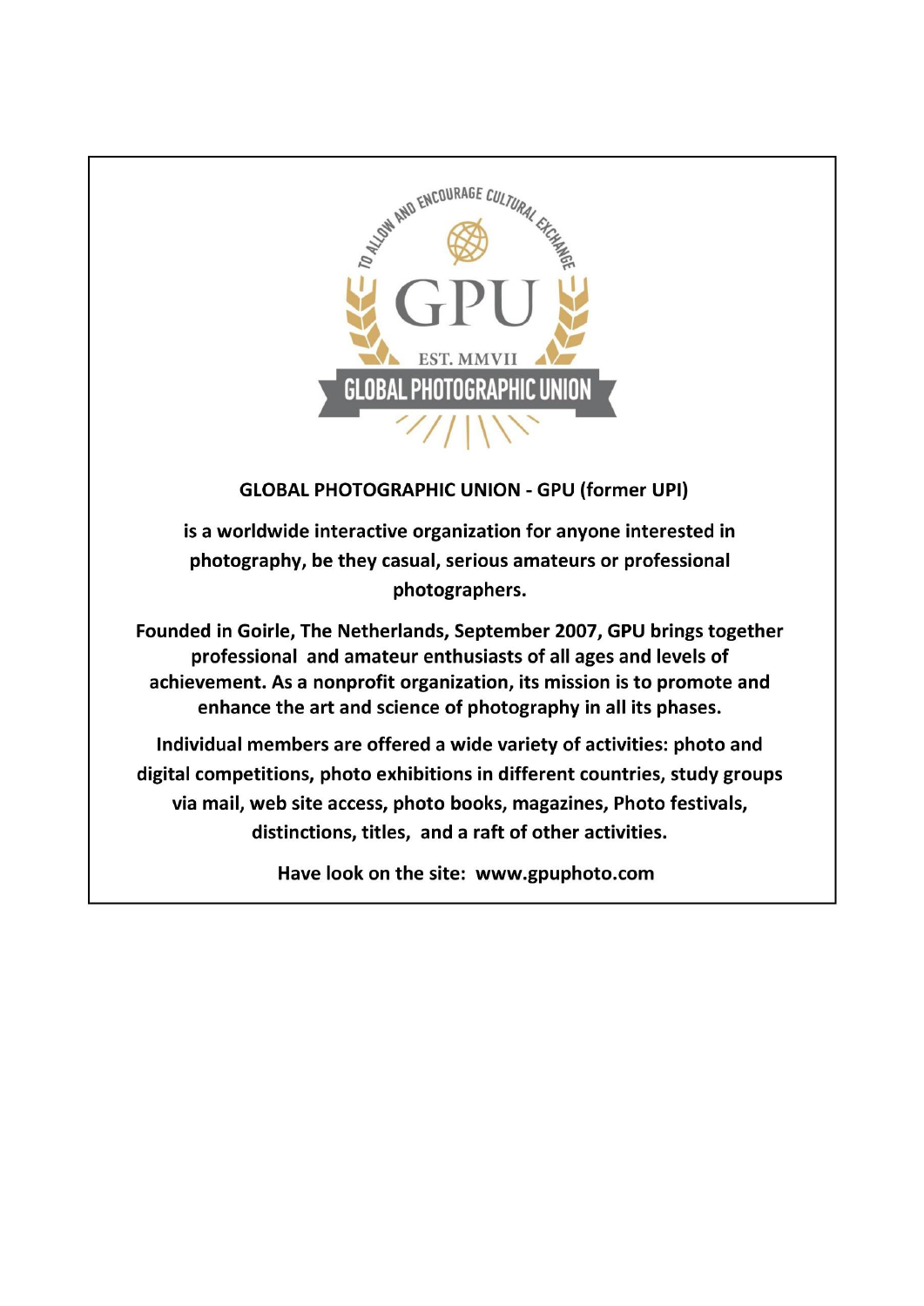**GLOBAL PHOTOGRAPHIC UNION - GPU (former UPI)**

**is a worldwide interactive organization for anyone interested in photography, be they casual, serious amateurs or professional photographers.**

**Founded in Goirle, The Netherlands, September 2007, GPU brings together professional and amateur enthusiasts of all ages and levels of achievement. As a nonprofit organization, its mission is to promote and enhance the art and science of photography in all its phases.**

**Individual members are offered a wide variety of activities: photo and digital competitions, photo exhibitions in different countries, study groups via mail, web site access, photo books, magazines, Photo festivals, distinctions, titles, and a raft of other activities.**

**Have look on the site: www.gpuphoto.com**